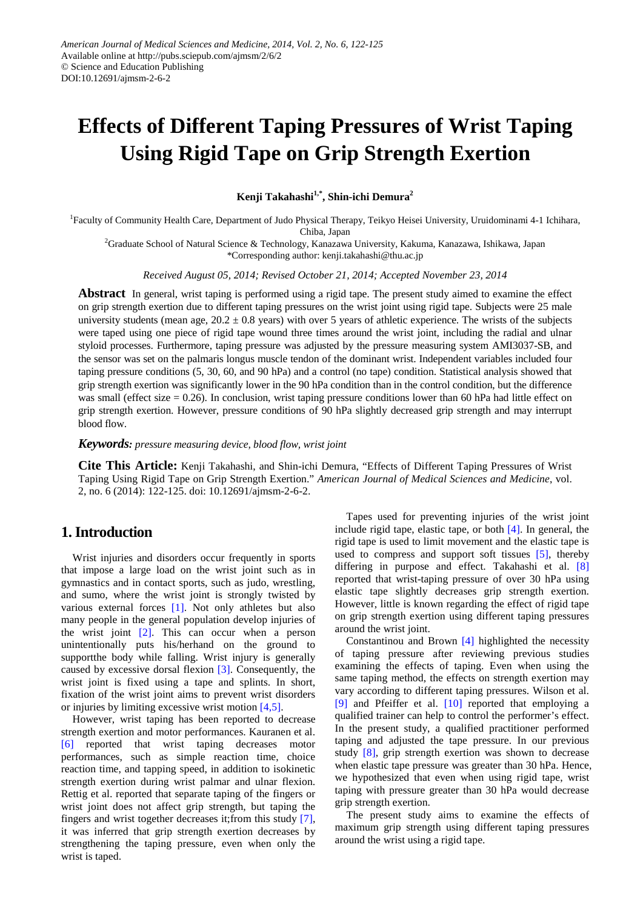*American Journal of Medical Sciences and Medicine, 2014, Vol. 2, No. 6, 122-125*
Available online at http://pubs.sciepub.com/ajmsm/2/6/2
© Science and Education Publishing
DOI:10.12691/ajmsm-2-6-2

# Effects of Different Taping Pressures of Wrist Taping Using Rigid Tape on Grip Strength Exertion

**Kenji Takahashi[1,*], Shin-ichi Demura[2]**

[1]Faculty of Community Health Care, Department of Judo Physical Therapy, Teikyo Heisei University, Uruidominami 4-1 Ichihara, Chiba, Japan
[2]Graduate School of Natural Science & Technology, Kanazawa University, Kakuma, Kanazawa, Ishikawa, Japan
*Corresponding author: kenji.takahashi@thu.ac.jp

*Received August 05, 2014; Revised October 21, 2014; Accepted November 23, 2014*

**Abstract** In general, wrist taping is performed using a rigid tape. The present study aimed to examine the effect on grip strength exertion due to different taping pressures on the wrist joint using rigid tape. Subjects were 25 male university students (mean age, 20.2 ± 0.8 years) with over 5 years of athletic experience. The wrists of the subjects were taped using one piece of rigid tape wound three times around the wrist joint, including the radial and ulnar styloid processes. Furthermore, taping pressure was adjusted by the pressure measuring system AMI3037-SB, and the sensor was set on the palmaris longus muscle tendon of the dominant wrist. Independent variables included four taping pressure conditions (5, 30, 60, and 90 hPa) and a control (no tape) condition. Statistical analysis showed that grip strength exertion was significantly lower in the 90 hPa condition than in the control condition, but the difference was small (effect size = 0.26). In conclusion, wrist taping pressure conditions lower than 60 hPa had little effect on grip strength exertion. However, pressure conditions of 90 hPa slightly decreased grip strength and may interrupt blood flow.

***Keywords:*** *pressure measuring device, blood flow, wrist joint*

**Cite This Article:** Kenji Takahashi, and Shin-ichi Demura, "Effects of Different Taping Pressures of Wrist Taping Using Rigid Tape on Grip Strength Exertion." *American Journal of Medical Sciences and Medicine*, vol. 2, no. 6 (2014): 122-125. doi: 10.12691/ajmsm-2-6-2.

## 1. Introduction

Wrist injuries and disorders occur frequently in sports that impose a large load on the wrist joint such as in gymnastics and in contact sports, such as judo, wrestling, and sumo, where the wrist joint is strongly twisted by various external forces [1]. Not only athletes but also many people in the general population develop injuries of the wrist joint [2]. This can occur when a person unintentionally puts his/herhand on the ground to supportthe body while falling. Wrist injury is generally caused by excessive dorsal flexion [3]. Consequently, the wrist joint is fixed using a tape and splints. In short, fixation of the wrist joint aims to prevent wrist disorders or injuries by limiting excessive wrist motion [4,5].

However, wrist taping has been reported to decrease strength exertion and motor performances. Kauranen et al. [6] reported that wrist taping decreases motor performances, such as simple reaction time, choice reaction time, and tapping speed, in addition to isokinetic strength exertion during wrist palmar and ulnar flexion. Rettig et al. reported that separate taping of the fingers or wrist joint does not affect grip strength, but taping the fingers and wrist together decreases it;from this study [7], it was inferred that grip strength exertion decreases by strengthening the taping pressure, even when only the wrist is taped.

Tapes used for preventing injuries of the wrist joint include rigid tape, elastic tape, or both [4]. In general, the rigid tape is used to limit movement and the elastic tape is used to compress and support soft tissues [5], thereby differing in purpose and effect. Takahashi et al. [8] reported that wrist-taping pressure of over 30 hPa using elastic tape slightly decreases grip strength exertion. However, little is known regarding the effect of rigid tape on grip strength exertion using different taping pressures around the wrist joint.

Constantinou and Brown [4] highlighted the necessity of taping pressure after reviewing previous studies examining the effects of taping. Even when using the same taping method, the effects on strength exertion may vary according to different taping pressures. Wilson et al. [9] and Pfeiffer et al. [10] reported that employing a qualified trainer can help to control the performer's effect. In the present study, a qualified practitioner performed taping and adjusted the tape pressure. In our previous study [8], grip strength exertion was shown to decrease when elastic tape pressure was greater than 30 hPa. Hence, we hypothesized that even when using rigid tape, wrist taping with pressure greater than 30 hPa would decrease grip strength exertion.

The present study aims to examine the effects of maximum grip strength using different taping pressures around the wrist using a rigid tape.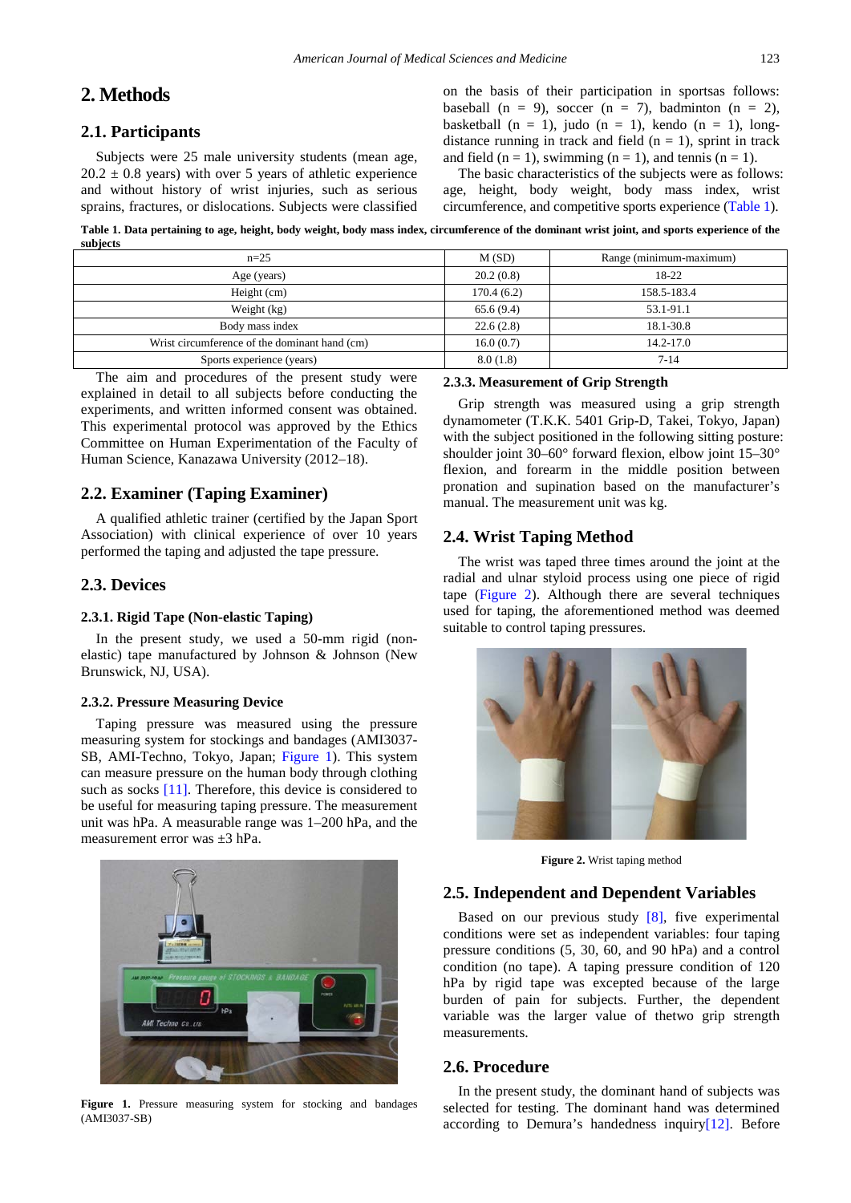# 2. Methods

## 2.1. Participants

Subjects were 25 male university students (mean age, 20.2 ± 0.8 years) with over 5 years of athletic experience and without history of wrist injuries, such as serious sprains, fractures, or dislocations. Subjects were classified on the basis of their participation in sportsas follows: baseball (n = 9), soccer (n = 7), badminton (n = 2), basketball (n = 1), judo (n = 1), kendo (n = 1), long-distance running in track and field (n = 1), sprint in track and field (n = 1), swimming (n = 1), and tennis (n = 1).

The basic characteristics of the subjects were as follows: age, height, body weight, body mass index, wrist circumference, and competitive sports experience (Table 1).

**Table 1. Data pertaining to age, height, body weight, body mass index, circumference of the dominant wrist joint, and sports experience of the subjects**

| n=25 | M (SD) | Range (minimum-maximum) |
|---|---|---|
| Age (years) | 20.2 (0.8) | 18-22 |
| Height (cm) | 170.4 (6.2) | 158.5-183.4 |
| Weight (kg) | 65.6 (9.4) | 53.1-91.1 |
| Body mass index | 22.6 (2.8) | 18.1-30.8 |
| Wrist circumference of the dominant hand (cm) | 16.0 (0.7) | 14.2-17.0 |
| Sports experience (years) | 8.0 (1.8) | 7-14 |

The aim and procedures of the present study were explained in detail to all subjects before conducting the experiments, and written informed consent was obtained. This experimental protocol was approved by the Ethics Committee on Human Experimentation of the Faculty of Human Science, Kanazawa University (2012–18).

## 2.2. Examiner (Taping Examiner)

A qualified athletic trainer (certified by the Japan Sport Association) with clinical experience of over 10 years performed the taping and adjusted the tape pressure.

## 2.3. Devices

### 2.3.1. Rigid Tape (Non-elastic Taping)

In the present study, we used a 50-mm rigid (non-elastic) tape manufactured by Johnson & Johnson (New Brunswick, NJ, USA).

### 2.3.2. Pressure Measuring Device

Taping pressure was measured using the pressure measuring system for stockings and bandages (AMI3037-SB, AMI-Techno, Tokyo, Japan; Figure 1). This system can measure pressure on the human body through clothing such as socks [11]. Therefore, this device is considered to be useful for measuring taping pressure. The measurement unit was hPa. A measurable range was 1–200 hPa, and the measurement error was ±3 hPa.

**Figure 1.** Pressure measuring system for stocking and bandages (AMI3037-SB)

### 2.3.3. Measurement of Grip Strength

Grip strength was measured using a grip strength dynamometer (T.K.K. 5401 Grip-D, Takei, Tokyo, Japan) with the subject positioned in the following sitting posture: shoulder joint 30–60° forward flexion, elbow joint 15–30° flexion, and forearm in the middle position between pronation and supination based on the manufacturer's manual. The measurement unit was kg.

## 2.4. Wrist Taping Method

The wrist was taped three times around the joint at the radial and ulnar styloid process using one piece of rigid tape (Figure 2). Although there are several techniques used for taping, the aforementioned method was deemed suitable to control taping pressures.

**Figure 2.** Wrist taping method

## 2.5. Independent and Dependent Variables

Based on our previous study [8], five experimental conditions were set as independent variables: four taping pressure conditions (5, 30, 60, and 90 hPa) and a control condition (no tape). A taping pressure condition of 120 hPa by rigid tape was excepted because of the large burden of pain for subjects. Further, the dependent variable was the larger value of thetwo grip strength measurements.

## 2.6. Procedure

In the present study, the dominant hand of subjects was selected for testing. The dominant hand was determined according to Demura's handedness inquiry[12]. Before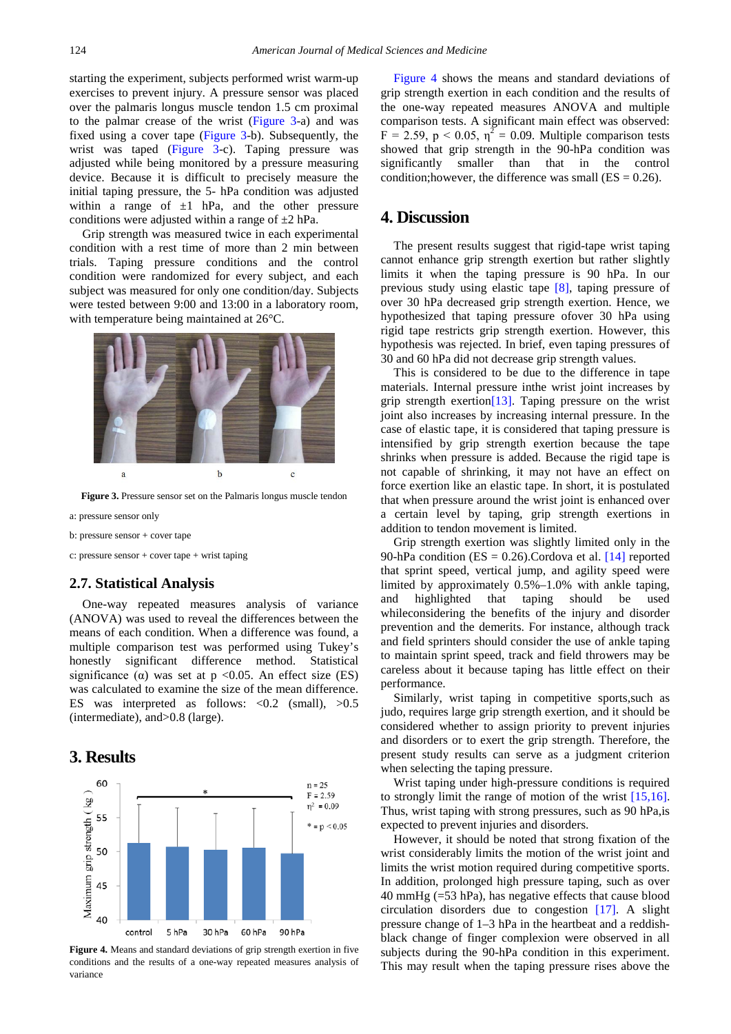starting the experiment, subjects performed wrist warm-up exercises to prevent injury. A pressure sensor was placed over the palmaris longus muscle tendon 1.5 cm proximal to the palmar crease of the wrist (Figure 3-a) and was fixed using a cover tape (Figure 3-b). Subsequently, the wrist was taped (Figure 3-c). Taping pressure was adjusted while being monitored by a pressure measuring device. Because it is difficult to precisely measure the initial taping pressure, the 5- hPa condition was adjusted within a range of ±1 hPa, and the other pressure conditions were adjusted within a range of ±2 hPa.

Grip strength was measured twice in each experimental condition with a rest time of more than 2 min between trials. Taping pressure conditions and the control condition were randomized for every subject, and each subject was measured for only one condition/day. Subjects were tested between 9:00 and 13:00 in a laboratory room, with temperature being maintained at 26°C.

**Figure 3.** Pressure sensor set on the Palmaris longus muscle tendon

a: pressure sensor only

b: pressure sensor + cover tape

c: pressure sensor + cover tape + wrist taping

## 2.7. Statistical Analysis

One-way repeated measures analysis of variance (ANOVA) was used to reveal the differences between the means of each condition. When a difference was found, a multiple comparison test was performed using Tukey's honestly significant difference method. Statistical significance (α) was set at $p < 0.05$. An effect size (ES) was calculated to examine the size of the mean difference. ES was interpreted as follows: <0.2 (small), >0.5 (intermediate), and>0.8 (large).

# 3. Results

**Figure 4.** Means and standard deviations of grip strength exertion in five conditions and the results of a one-way repeated measures analysis of variance

Figure 4 shows the means and standard deviations of grip strength exertion in each condition and the results of the one-way repeated measures ANOVA and multiple comparison tests. A significant main effect was observed: $F = 2.59$, $p < 0.05$, $\eta^2 = 0.09$. Multiple comparison tests showed that grip strength in the 90-hPa condition was significantly smaller than that in the control condition;however, the difference was small (ES = 0.26).

# 4. Discussion

The present results suggest that rigid-tape wrist taping cannot enhance grip strength exertion but rather slightly limits it when the taping pressure is 90 hPa. In our previous study using elastic tape [8], taping pressure of over 30 hPa decreased grip strength exertion. Hence, we hypothesized that taping pressure ofover 30 hPa using rigid tape restricts grip strength exertion. However, this hypothesis was rejected. In brief, even taping pressures of 30 and 60 hPa did not decrease grip strength values.

This is considered to be due to the difference in tape materials. Internal pressure inthe wrist joint increases by grip strength exertion[13]. Taping pressure on the wrist joint also increases by increasing internal pressure. In the case of elastic tape, it is considered that taping pressure is intensified by grip strength exertion because the tape shrinks when pressure is added. Because the rigid tape is not capable of shrinking, it may not have an effect on force exertion like an elastic tape. In short, it is postulated that when pressure around the wrist joint is enhanced over a certain level by taping, grip strength exertions in addition to tendon movement is limited.

Grip strength exertion was slightly limited only in the 90-hPa condition (ES = 0.26).Cordova et al. [14] reported that sprint speed, vertical jump, and agility speed were limited by approximately 0.5%–1.0% with ankle taping, and highlighted that taping should be used whileconsidering the benefits of the injury and disorder prevention and the demerits. For instance, although track and field sprinters should consider the use of ankle taping to maintain sprint speed, track and field throwers may be careless about it because taping has little effect on their performance.

Similarly, wrist taping in competitive sports,such as judo, requires large grip strength exertion, and it should be considered whether to assign priority to prevent injuries and disorders or to exert the grip strength. Therefore, the present study results can serve as a judgment criterion when selecting the taping pressure.

Wrist taping under high-pressure conditions is required to strongly limit the range of motion of the wrist [15,16]. Thus, wrist taping with strong pressures, such as 90 hPa,is expected to prevent injuries and disorders.

However, it should be noted that strong fixation of the wrist considerably limits the motion of the wrist joint and limits the wrist motion required during competitive sports. In addition, prolonged high pressure taping, such as over 40 mmHg (=53 hPa), has negative effects that cause blood circulation disorders due to congestion [17]. A slight pressure change of 1–3 hPa in the heartbeat and a reddish-black change of finger complexion were observed in all subjects during the 90-hPa condition in this experiment. This may result when the taping pressure rises above the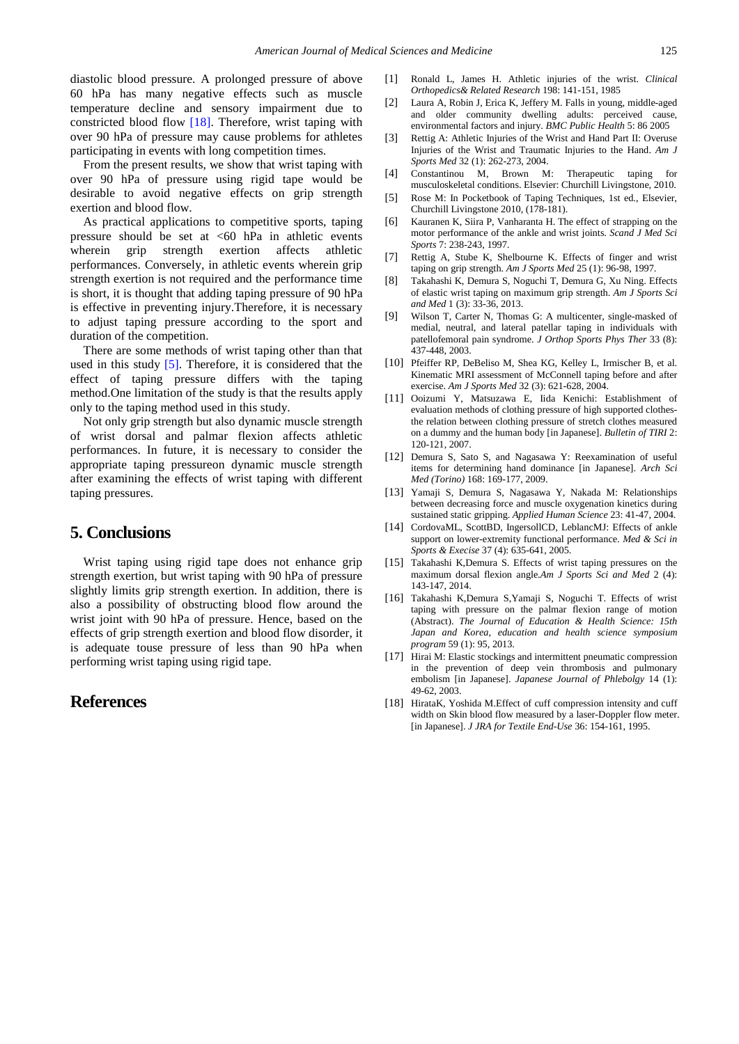diastolic blood pressure. A prolonged pressure of above 60 hPa has many negative effects such as muscle temperature decline and sensory impairment due to constricted blood flow [18]. Therefore, wrist taping with over 90 hPa of pressure may cause problems for athletes participating in events with long competition times.

From the present results, we show that wrist taping with over 90 hPa of pressure using rigid tape would be desirable to avoid negative effects on grip strength exertion and blood flow.

As practical applications to competitive sports, taping pressure should be set at <60 hPa in athletic events wherein grip strength exertion affects athletic performances. Conversely, in athletic events wherein grip strength exertion is not required and the performance time is short, it is thought that adding taping pressure of 90 hPa is effective in preventing injury.Therefore, it is necessary to adjust taping pressure according to the sport and duration of the competition.

There are some methods of wrist taping other than that used in this study [5]. Therefore, it is considered that the effect of taping pressure differs with the taping method.One limitation of the study is that the results apply only to the taping method used in this study.

Not only grip strength but also dynamic muscle strength of wrist dorsal and palmar flexion affects athletic performances. In future, it is necessary to consider the appropriate taping pressureon dynamic muscle strength after examining the effects of wrist taping with different taping pressures.

## 5. Conclusions

Wrist taping using rigid tape does not enhance grip strength exertion, but wrist taping with 90 hPa of pressure slightly limits grip strength exertion. In addition, there is also a possibility of obstructing blood flow around the wrist joint with 90 hPa of pressure. Hence, based on the effects of grip strength exertion and blood flow disorder, it is adequate touse pressure of less than 90 hPa when performing wrist taping using rigid tape.

## References

[1] Ronald L, James H. Athletic injuries of the wrist. *Clinical Orthopedics& Related Research* 198: 141-151, 1985

[2] Laura A, Robin J, Erica K, Jeffery M. Falls in young, middle-aged and older community dwelling adults: perceived cause, environmental factors and injury. *BMC Public Health* 5: 86 2005

[3] Rettig A: Athletic Injuries of the Wrist and Hand Part II: Overuse Injuries of the Wrist and Traumatic Injuries to the Hand. *Am J Sports Med* 32 (1): 262-273, 2004.

[4] Constantinou M, Brown M: Therapeutic taping for musculoskeletal conditions. Elsevier: Churchill Livingstone, 2010.

[5] Rose M: In Pocketbook of Taping Techniques, 1st ed., Elsevier, Churchill Livingstone 2010, (178-181).

[6] Kauranen K, Siira P, Vanharanta H. The effect of strapping on the motor performance of the ankle and wrist joints. *Scand J Med Sci Sports* 7: 238-243, 1997.

[7] Rettig A, Stube K, Shelbourne K. Effects of finger and wrist taping on grip strength. *Am J Sports Med* 25 (1): 96-98, 1997.

[8] Takahashi K, Demura S, Noguchi T, Demura G, Xu Ning. Effects of elastic wrist taping on maximum grip strength. *Am J Sports Sci and Med* 1 (3): 33-36, 2013.

[9] Wilson T, Carter N, Thomas G: A multicenter, single-masked of medial, neutral, and lateral patellar taping in individuals with patellofemoral pain syndrome. *J Orthop Sports Phys Ther* 33 (8): 437-448, 2003.

[10] Pfeiffer RP, DeBeliso M, Shea KG, Kelley L, Irmischer B, et al. Kinematic MRI assessment of McConnell taping before and after exercise. *Am J Sports Med* 32 (3): 621-628, 2004.

[11] Ooizumi Y, Matsuzawa E, Iida Kenichi: Establishment of evaluation methods of clothing pressure of high supported clothes-the relation between clothing pressure of stretch clothes measured on a dummy and the human body [in Japanese]. *Bulletin of TIRI* 2: 120-121, 2007.

[12] Demura S, Sato S, and Nagasawa Y: Reexamination of useful items for determining hand dominance [in Japanese]. *Arch Sci Med (Torino)* 168: 169-177, 2009.

[13] Yamaji S, Demura S, Nagasawa Y, Nakada M: Relationships between decreasing force and muscle oxygenation kinetics during sustained static gripping. *Applied Human Science* 23: 41-47, 2004.

[14] CordovaML, ScottBD, IngersollCD, LeblancMJ: Effects of ankle support on lower-extremity functional performance. *Med & Sci in Sports & Execise* 37 (4): 635-641, 2005.

[15] Takahashi K,Demura S. Effects of wrist taping pressures on the maximum dorsal flexion angle.*Am J Sports Sci and Med* 2 (4): 143-147, 2014.

[16] Takahashi K,Demura S,Yamaji S, Noguchi T. Effects of wrist taping with pressure on the palmar flexion range of motion (Abstract). *The Journal of Education & Health Science: 15th Japan and Korea, education and health science symposium program* 59 (1): 95, 2013.

[17] Hirai M: Elastic stockings and intermittent pneumatic compression in the prevention of deep vein thrombosis and pulmonary embolism [in Japanese]. *Japanese Journal of Phlebolgy* 14 (1): 49-62, 2003.

[18] HirataK, Yoshida M.Effect of cuff compression intensity and cuff width on Skin blood flow measured by a laser-Doppler flow meter. [in Japanese]. *J JRA for Textile End-Use* 36: 154-161, 1995.